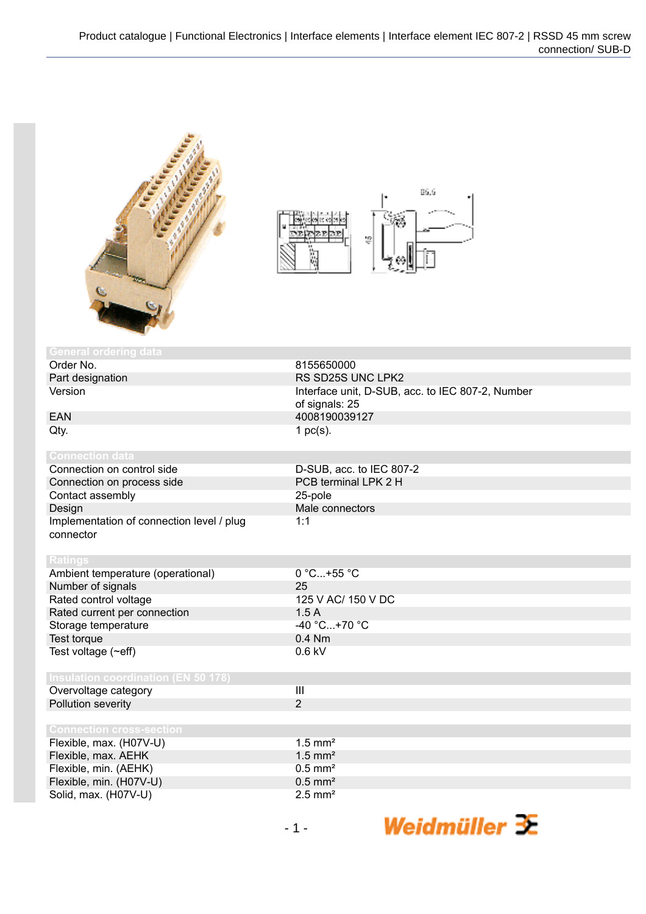## General ordering data

| | |
|---|---|
| Order No. | 8155650000 |
| Part designation | RS SD25S UNC LPK2 |
| Version | Interface unit, D-SUB, acc. to IEC 807-2, Number of signals: 25 |
| EAN | 4008190039127 |
| Qty. | 1 pc(s). |

## Connection data

| | |
|---|---|
| Connection on control side | D-SUB, acc. to IEC 807-2 |
| Connection on process side | PCB terminal LPK 2 H |
| Contact assembly | 25-pole |
| Design | Male connectors |
| Implementation of connection level / plug connector | 1:1 |

## Ratings

| | |
|---|---|
| Ambient temperature (operational) | 0 °C...+55 °C |
| Number of signals | 25 |
| Rated control voltage | 125 V AC/ 150 V DC |
| Rated current per connection | 1.5 A |
| Storage temperature | -40 °C...+70 °C |
| Test torque | 0.4 Nm |
| Test voltage (~eff) | 0.6 kV |

## Insulation coordination (EN 50 178)

| | |
|---|---|
| Overvoltage category | III |
| Pollution severity | 2 |

## Connection cross-section

| | |
|---|---|
| Flexible, max. (H07V-U) | 1.5 mm² |
| Flexible, max. AEHK | 1.5 mm² |
| Flexible, min. (AEHK) | 0.5 mm² |
| Flexible, min. (H07V-U) | 0.5 mm² |
| Solid, max. (H07V-U) | 2.5 mm² |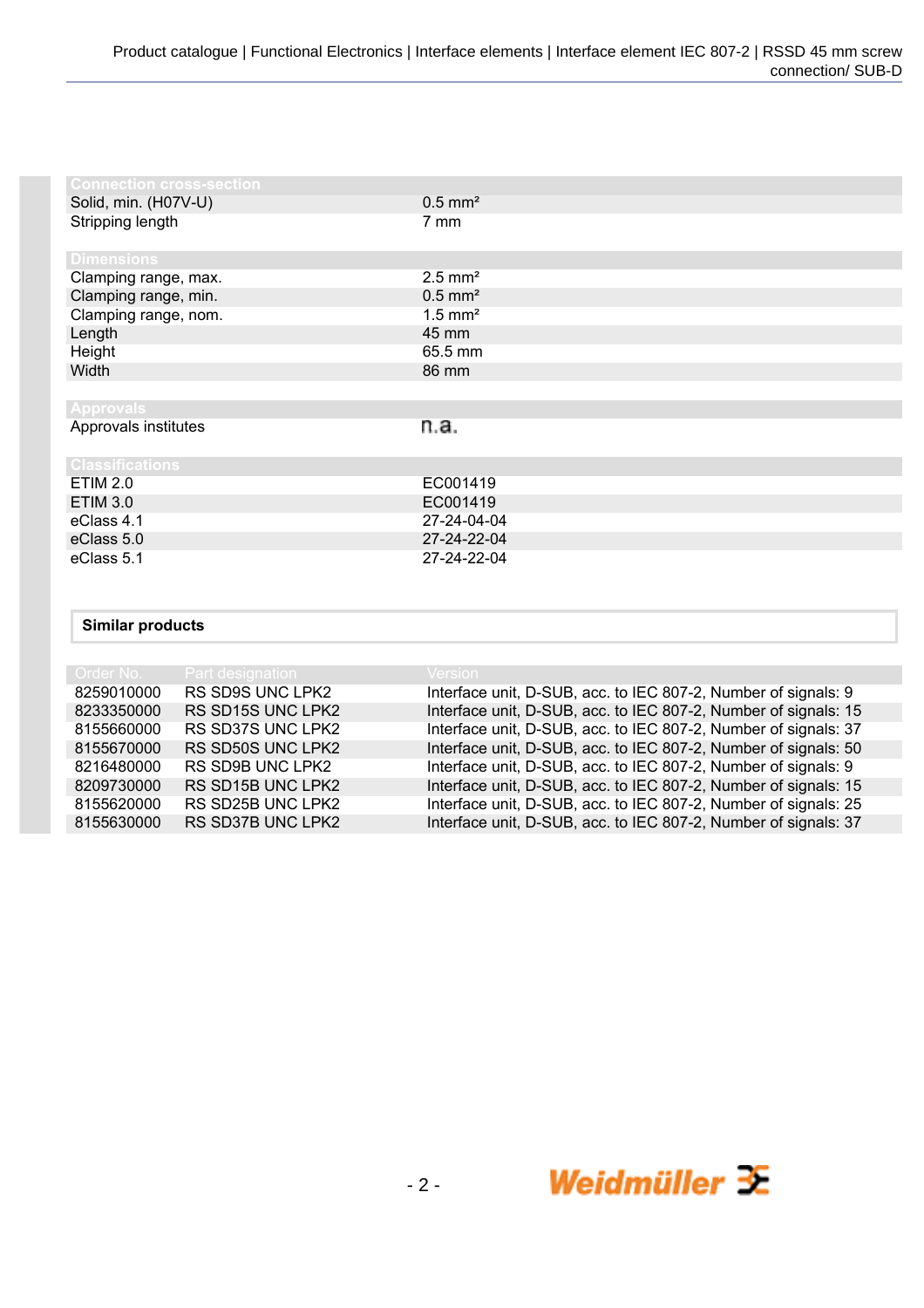| Connection cross-section | |
|---|---|
| Solid, min. (H07V-U) | 0.5 mm² |
| Stripping length | 7 mm |

| Dimensions | |
|---|---|
| Clamping range, max. | 2.5 mm² |
| Clamping range, min. | 0.5 mm² |
| Clamping range, nom. | 1.5 mm² |
| Length | 45 mm |
| Height | 65.5 mm |
| Width | 86 mm |

| Approvals | |
|---|---|
| Approvals institutes | n.a. |

| Classifications | |
|---|---|
| ETIM 2.0 | EC001419 |
| ETIM 3.0 | EC001419 |
| eClass 4.1 | 27-24-04-04 |
| eClass 5.0 | 27-24-22-04 |
| eClass 5.1 | 27-24-22-04 |

**Similar products**

| Order No. | Part designation | Version |
|---|---|---|
| 8259010000 | RS SD9S UNC LPK2 | Interface unit, D-SUB, acc. to IEC 807-2, Number of signals: 9 |
| 8233350000 | RS SD15S UNC LPK2 | Interface unit, D-SUB, acc. to IEC 807-2, Number of signals: 15 |
| 8155660000 | RS SD37S UNC LPK2 | Interface unit, D-SUB, acc. to IEC 807-2, Number of signals: 37 |
| 8155670000 | RS SD50S UNC LPK2 | Interface unit, D-SUB, acc. to IEC 807-2, Number of signals: 50 |
| 8216480000 | RS SD9B UNC LPK2 | Interface unit, D-SUB, acc. to IEC 807-2, Number of signals: 9 |
| 8209730000 | RS SD15B UNC LPK2 | Interface unit, D-SUB, acc. to IEC 807-2, Number of signals: 15 |
| 8155620000 | RS SD25B UNC LPK2 | Interface unit, D-SUB, acc. to IEC 807-2, Number of signals: 25 |
| 8155630000 | RS SD37B UNC LPK2 | Interface unit, D-SUB, acc. to IEC 807-2, Number of signals: 37 |